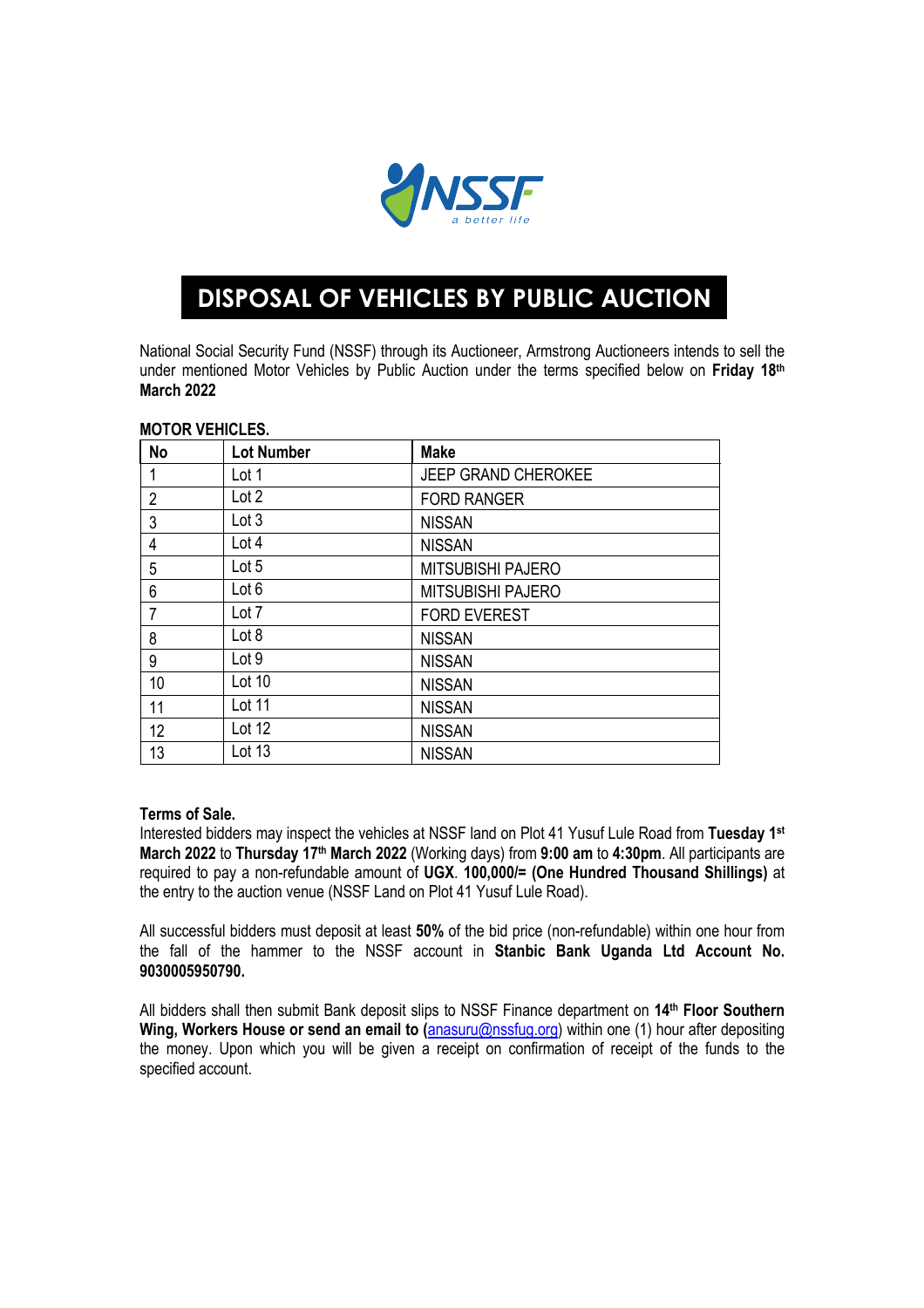# DISPOSAL OF VEHICLES BY PUBLIC AUCTION

National Social Security Fund (NSSF) through its Auctioneer, Armstrong Auctioneers intends to sell the under mentioned Motor Vehicles by Public Auction under the terms specified below on **Friday 18th March 2022**

**MOTOR VEHICLES.**

| No | Lot Number | Make |
|---|---|---|
| 1 | Lot 1 | JEEP GRAND CHEROKEE |
| 2 | Lot 2 | FORD RANGER |
| 3 | Lot 3 | NISSAN |
| 4 | Lot 4 | NISSAN |
| 5 | Lot 5 | MITSUBISHI PAJERO |
| 6 | Lot 6 | MITSUBISHI PAJERO |
| 7 | Lot 7 | FORD EVEREST |
| 8 | Lot 8 | NISSAN |
| 9 | Lot 9 | NISSAN |
| 10 | Lot 10 | NISSAN |
| 11 | Lot 11 | NISSAN |
| 12 | Lot 12 | NISSAN |
| 13 | Lot 13 | NISSAN |

**Terms of Sale.**

Interested bidders may inspect the vehicles at NSSF land on Plot 41 Yusuf Lule Road from **Tuesday 1st March 2022** to **Thursday 17th March 2022** (Working days) from **9:00 am** to **4:30pm**. All participants are required to pay a non-refundable amount of **UGX**. **100,000/= (One Hundred Thousand Shillings)** at the entry to the auction venue (NSSF Land on Plot 41 Yusuf Lule Road).

All successful bidders must deposit at least **50%** of the bid price (non-refundable) within one hour from the fall of the hammer to the NSSF account in **Stanbic Bank Uganda Ltd Account No. 9030005950790.**

All bidders shall then submit Bank deposit slips to NSSF Finance department on **14th Floor Southern Wing, Workers House or send an email to (**anasuru@nssfug.org) within one (1) hour after depositing the money. Upon which you will be given a receipt on confirmation of receipt of the funds to the specified account.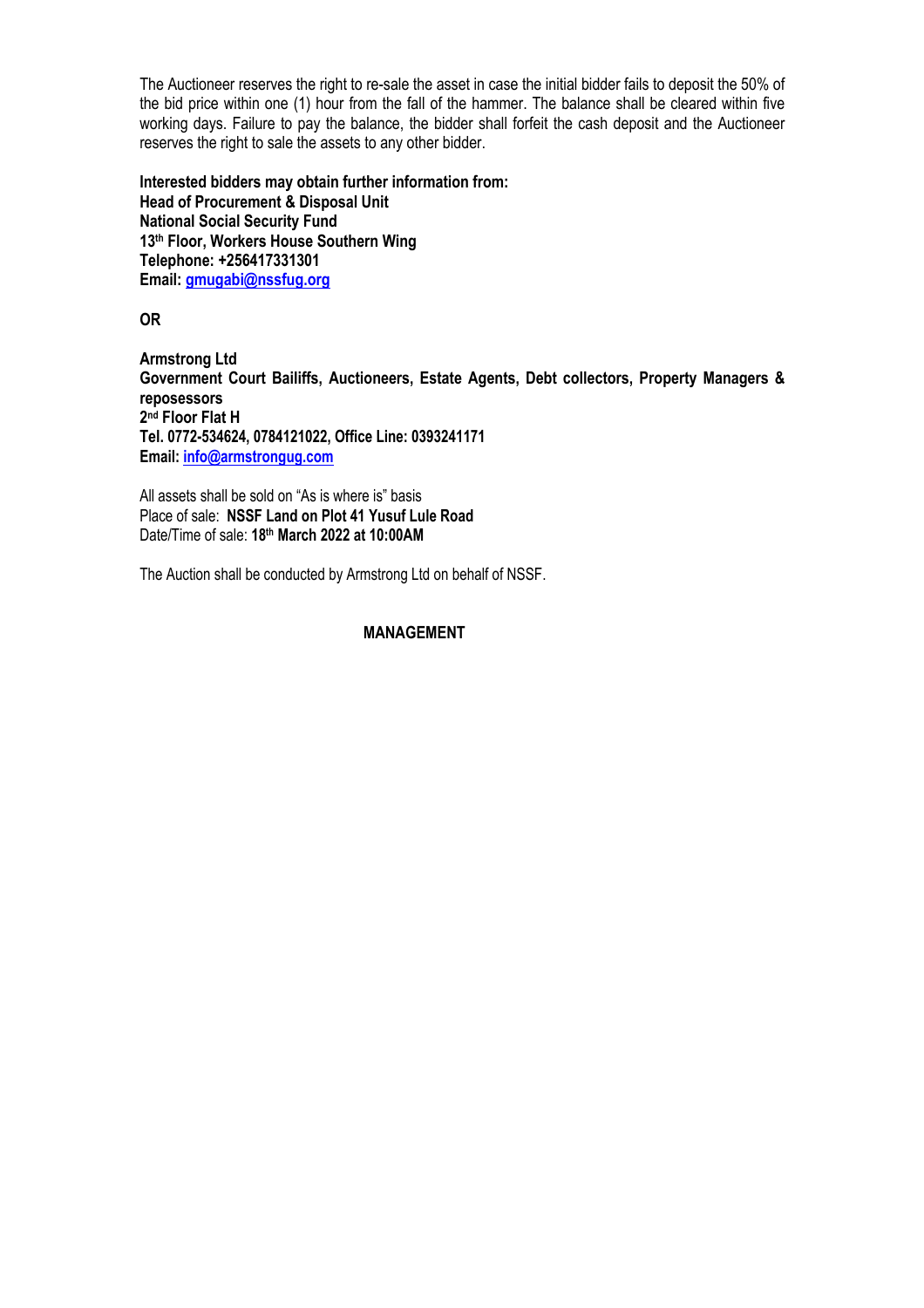The Auctioneer reserves the right to re-sale the asset in case the initial bidder fails to deposit the 50% of the bid price within one (1) hour from the fall of the hammer. The balance shall be cleared within five working days. Failure to pay the balance, the bidder shall forfeit the cash deposit and the Auctioneer reserves the right to sale the assets to any other bidder.

**Interested bidders may obtain further information from:**
**Head of Procurement & Disposal Unit**
**National Social Security Fund**
**13th Floor, Workers House Southern Wing**
**Telephone: +256417331301**
**Email: gmugabi@nssfug.org**

**OR**

**Armstrong Ltd**
**Government Court Bailiffs, Auctioneers, Estate Agents, Debt collectors, Property Managers & reposessors**
**2nd Floor Flat H**
**Tel. 0772-534624, 0784121022, Office Line: 0393241171**
**Email: info@armstrongug.com**

All assets shall be sold on "As is where is" basis
Place of sale: **NSSF Land on Plot 41 Yusuf Lule Road**
Date/Time of sale: **18th March 2022 at 10:00AM**

The Auction shall be conducted by Armstrong Ltd on behalf of NSSF.

**MANAGEMENT**